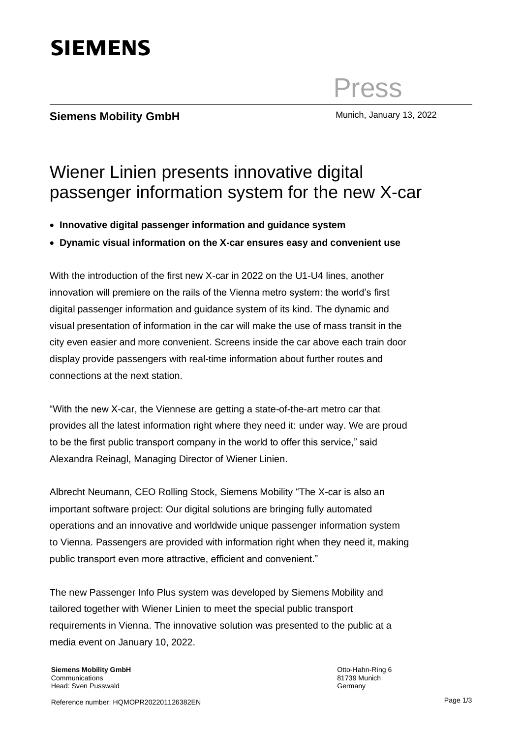**SIEMENS**

Press

**Siemens Mobility GmbH**

Munich, January 13, 2022

# Wiener Linien presents innovative digital passenger information system for the new X-car

- **Innovative digital passenger information and guidance system**
- **Dynamic visual information on the X-car ensures easy and convenient use**

With the introduction of the first new X-car in 2022 on the U1-U4 lines, another innovation will premiere on the rails of the Vienna metro system: the world's first digital passenger information and guidance system of its kind. The dynamic and visual presentation of information in the car will make the use of mass transit in the city even easier and more convenient. Screens inside the car above each train door display provide passengers with real-time information about further routes and connections at the next station.

"With the new X-car, the Viennese are getting a state-of-the-art metro car that provides all the latest information right where they need it: under way. We are proud to be the first public transport company in the world to offer this service," said Alexandra Reinagl, Managing Director of Wiener Linien.

Albrecht Neumann, CEO Rolling Stock, Siemens Mobility "The X-car is also an important software project: Our digital solutions are bringing fully automated operations and an innovative and worldwide unique passenger information system to Vienna. Passengers are provided with information right when they need it, making public transport even more attractive, efficient and convenient."

The new Passenger Info Plus system was developed by Siemens Mobility and tailored together with Wiener Linien to meet the special public transport requirements in Vienna. The innovative solution was presented to the public at a media event on January 10, 2022.

**Siemens Mobility GmbH**
Communications
Head: Sven Pusswald

Otto-Hahn-Ring 6
81739 Munich
Germany

Reference number: HQMOPR202201126382EN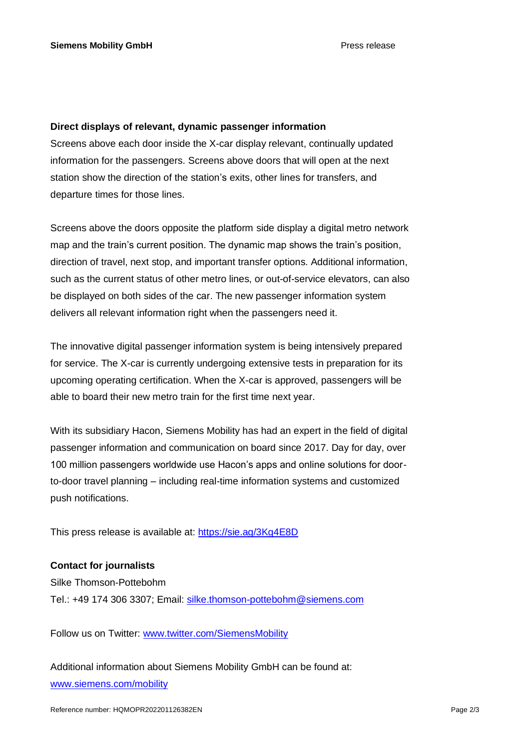### Direct displays of relevant, dynamic passenger information

Screens above each door inside the X-car display relevant, continually updated information for the passengers. Screens above doors that will open at the next station show the direction of the station's exits, other lines for transfers, and departure times for those lines.

Screens above the doors opposite the platform side display a digital metro network map and the train's current position. The dynamic map shows the train's position, direction of travel, next stop, and important transfer options. Additional information, such as the current status of other metro lines, or out-of-service elevators, can also be displayed on both sides of the car. The new passenger information system delivers all relevant information right when the passengers need it.

The innovative digital passenger information system is being intensively prepared for service. The X-car is currently undergoing extensive tests in preparation for its upcoming operating certification. When the X-car is approved, passengers will be able to board their new metro train for the first time next year.

With its subsidiary Hacon, Siemens Mobility has had an expert in the field of digital passenger information and communication on board since 2017. Day for day, over 100 million passengers worldwide use Hacon's apps and online solutions for door-to-door travel planning – including real-time information systems and customized push notifications.

This press release is available at: [https://sie.ag/3Kg4E8D](https://sie.ag/3Kg4E8D)

**Contact for journalists**

Silke Thomson-Pottebohm

Tel.: +49 174 306 3307; Email: [silke.thomson-pottebohm@siemens.com](mailto:silke.thomson-pottebohm@siemens.com)

Follow us on Twitter: [www.twitter.com/SiemensMobility](http://www.twitter.com/SiemensMobility)

Additional information about Siemens Mobility GmbH can be found at: [www.siemens.com/mobility](http://www.siemens.com/mobility)

Reference number: HQMOPR202201126382EN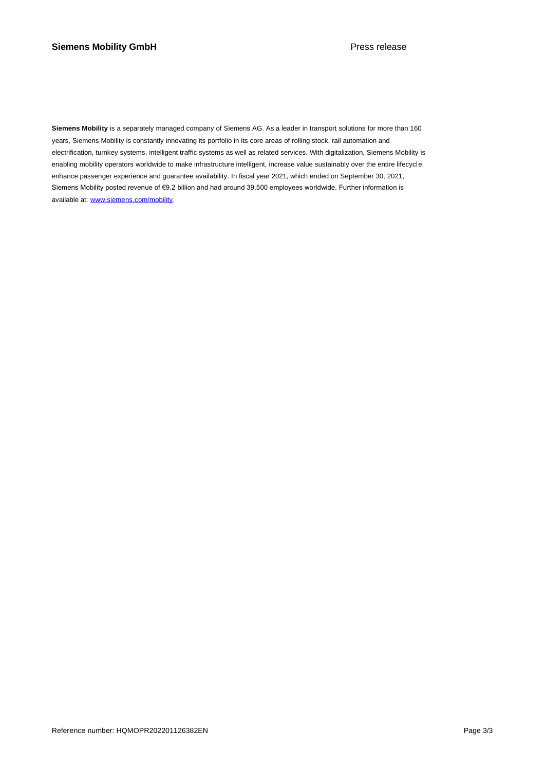**Siemens Mobility** is a separately managed company of Siemens AG. As a leader in transport solutions for more than 160 years, Siemens Mobility is constantly innovating its portfolio in its core areas of rolling stock, rail automation and electrification, turnkey systems, intelligent traffic systems as well as related services. With digitalization, Siemens Mobility is enabling mobility operators worldwide to make infrastructure intelligent, increase value sustainably over the entire lifecycle, enhance passenger experience and guarantee availability. In fiscal year 2021, which ended on September 30, 2021, Siemens Mobility posted revenue of €9.2 billion and had around 39,500 employees worldwide. Further information is available at: [www.siemens.com/mobility](www.siemens.com/mobility).

Reference number: HQMOPR202201126382EN